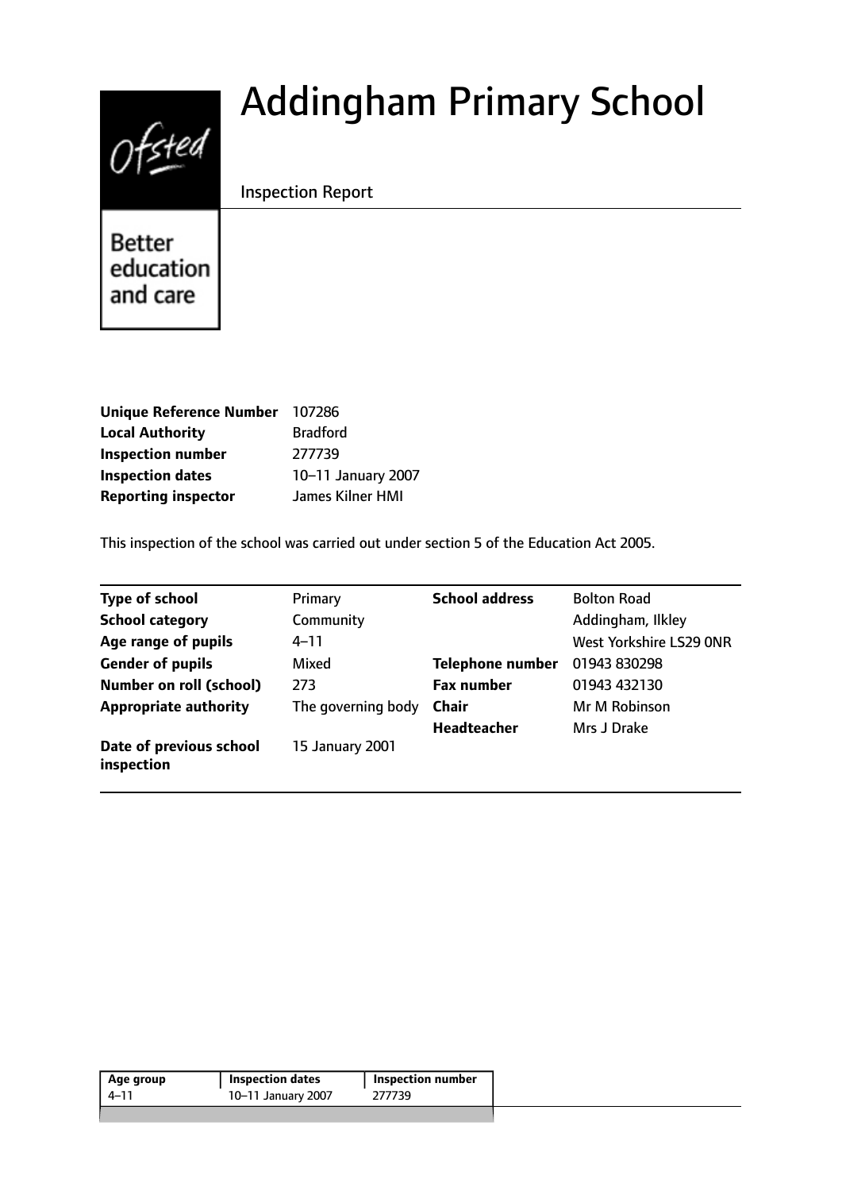# Addingham Primary School

Inspection Report

| | |
|---|---|
| **Unique Reference Number** | 107286 |
| **Local Authority** | Bradford |
| **Inspection number** | 277739 |
| **Inspection dates** | 10–11 January 2007 |
| **Reporting inspector** | James Kilner HMI |

This inspection of the school was carried out under section 5 of the Education Act 2005.

| | | | |
|---|---|---|---|
| **Type of school** | Primary | **School address** | Bolton Road |
| **School category** | Community | | Addingham, Ilkley |
| **Age range of pupils** | 4–11 | | West Yorkshire LS29 0NR |
| **Gender of pupils** | Mixed | **Telephone number** | 01943 830298 |
| **Number on roll (school)** | 273 | **Fax number** | 01943 432130 |
| **Appropriate authority** | The governing body | **Chair** | Mr M Robinson |
| | | **Headteacher** | Mrs J Drake |
| **Date of previous school inspection** | 15 January 2001 | | |

| Age group | Inspection dates | Inspection number |
|---|---|---|
| 4–11 | 10–11 January 2007 | 277739 |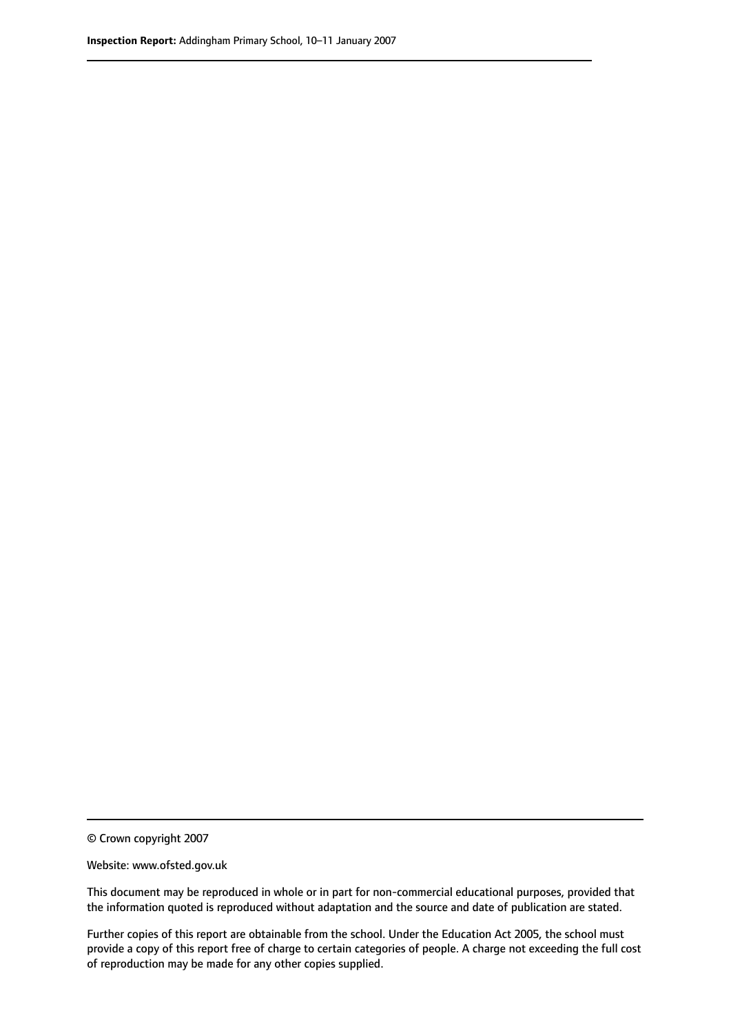© Crown copyright 2007

Website: www.ofsted.gov.uk

This document may be reproduced in whole or in part for non-commercial educational purposes, provided that the information quoted is reproduced without adaptation and the source and date of publication are stated.

Further copies of this report are obtainable from the school. Under the Education Act 2005, the school must provide a copy of this report free of charge to certain categories of people. A charge not exceeding the full cost of reproduction may be made for any other copies supplied.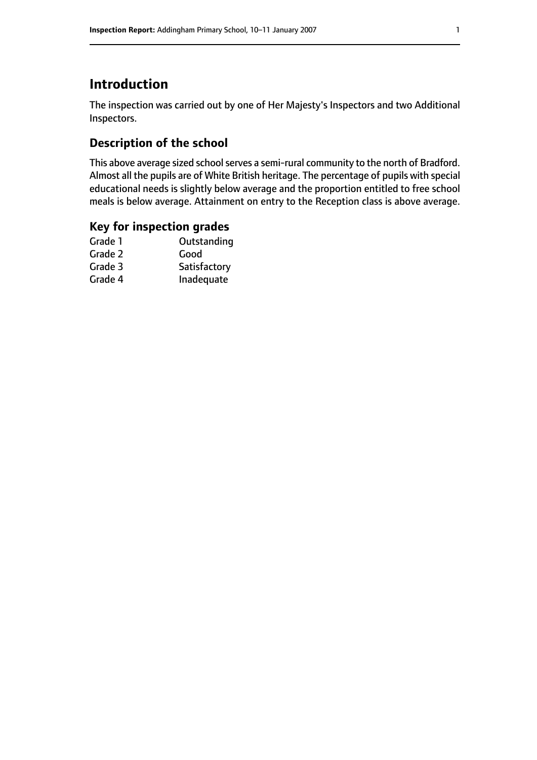# Introduction

The inspection was carried out by one of Her Majesty's Inspectors and two Additional Inspectors.

## Description of the school

This above average sized school serves a semi-rural community to the north of Bradford. Almost all the pupils are of White British heritage. The percentage of pupils with special educational needs is slightly below average and the proportion entitled to free school meals is below average. Attainment on entry to the Reception class is above average.

## Key for inspection grades

| | |
|---|---|
| Grade 1 | Outstanding |
| Grade 2 | Good |
| Grade 3 | Satisfactory |
| Grade 4 | Inadequate |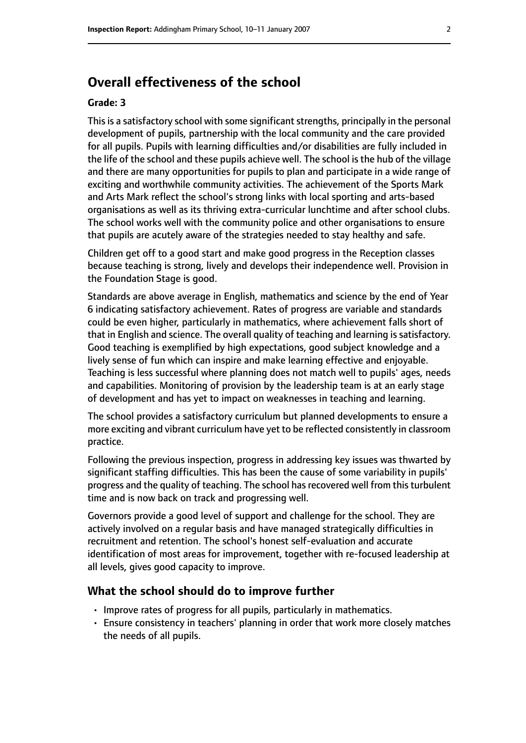## Overall effectiveness of the school

### Grade: 3

This is a satisfactory school with some significant strengths, principally in the personal development of pupils, partnership with the local community and the care provided for all pupils. Pupils with learning difficulties and/or disabilities are fully included in the life of the school and these pupils achieve well. The school is the hub of the village and there are many opportunities for pupils to plan and participate in a wide range of exciting and worthwhile community activities. The achievement of the Sports Mark and Arts Mark reflect the school's strong links with local sporting and arts-based organisations as well as its thriving extra-curricular lunchtime and after school clubs. The school works well with the community police and other organisations to ensure that pupils are acutely aware of the strategies needed to stay healthy and safe.

Children get off to a good start and make good progress in the Reception classes because teaching is strong, lively and develops their independence well. Provision in the Foundation Stage is good.

Standards are above average in English, mathematics and science by the end of Year 6 indicating satisfactory achievement. Rates of progress are variable and standards could be even higher, particularly in mathematics, where achievement falls short of that in English and science. The overall quality of teaching and learning is satisfactory. Good teaching is exemplified by high expectations, good subject knowledge and a lively sense of fun which can inspire and make learning effective and enjoyable. Teaching is less successful where planning does not match well to pupils' ages, needs and capabilities. Monitoring of provision by the leadership team is at an early stage of development and has yet to impact on weaknesses in teaching and learning.

The school provides a satisfactory curriculum but planned developments to ensure a more exciting and vibrant curriculum have yet to be reflected consistently in classroom practice.

Following the previous inspection, progress in addressing key issues was thwarted by significant staffing difficulties. This has been the cause of some variability in pupils' progress and the quality of teaching. The school has recovered well from this turbulent time and is now back on track and progressing well.

Governors provide a good level of support and challenge for the school. They are actively involved on a regular basis and have managed strategically difficulties in recruitment and retention. The school's honest self-evaluation and accurate identification of most areas for improvement, together with re-focused leadership at all levels, gives good capacity to improve.

## What the school should do to improve further

- Improve rates of progress for all pupils, particularly in mathematics.
- Ensure consistency in teachers' planning in order that work more closely matches the needs of all pupils.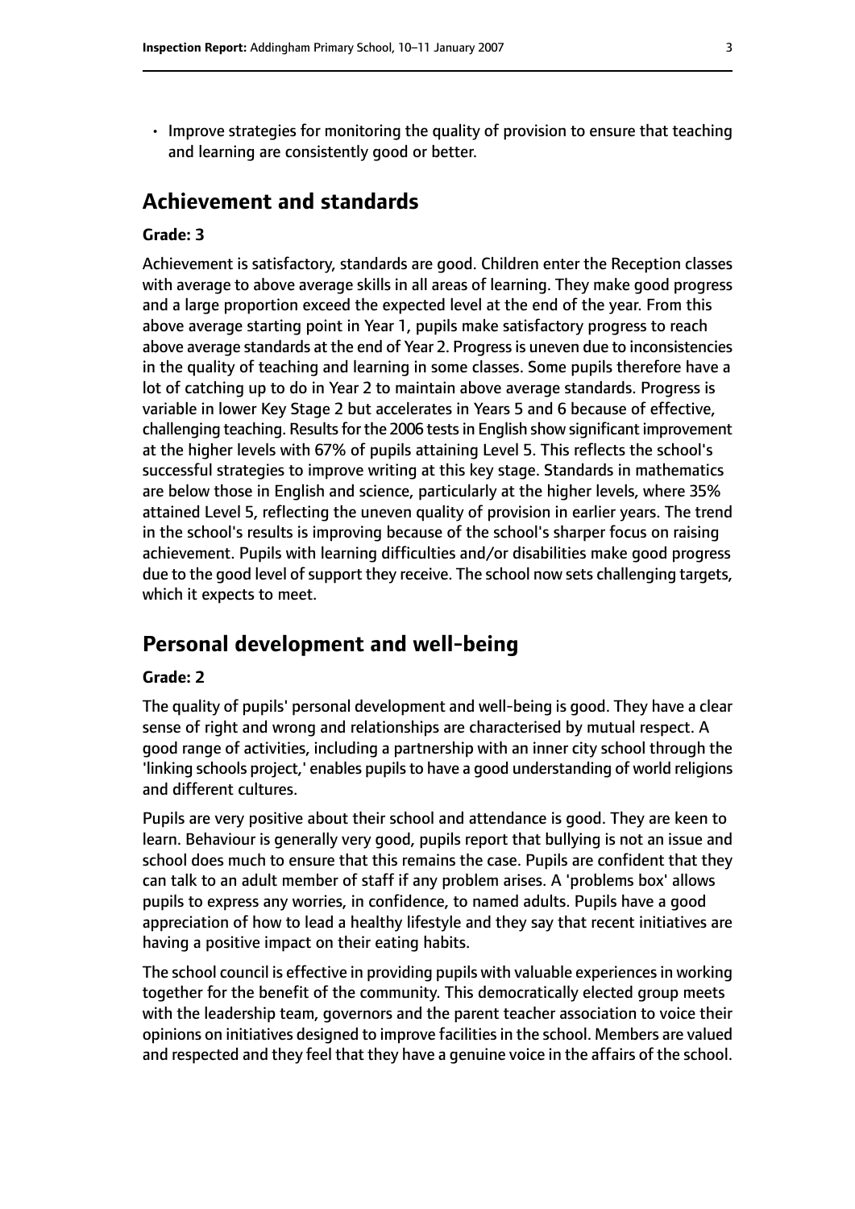- Improve strategies for monitoring the quality of provision to ensure that teaching and learning are consistently good or better.

## Achievement and standards

### Grade: 3

Achievement is satisfactory, standards are good. Children enter the Reception classes with average to above average skills in all areas of learning. They make good progress and a large proportion exceed the expected level at the end of the year. From this above average starting point in Year 1, pupils make satisfactory progress to reach above average standards at the end of Year 2. Progress is uneven due to inconsistencies in the quality of teaching and learning in some classes. Some pupils therefore have a lot of catching up to do in Year 2 to maintain above average standards. Progress is variable in lower Key Stage 2 but accelerates in Years 5 and 6 because of effective, challenging teaching. Results for the 2006 tests in English show significant improvement at the higher levels with 67% of pupils attaining Level 5. This reflects the school's successful strategies to improve writing at this key stage. Standards in mathematics are below those in English and science, particularly at the higher levels, where 35% attained Level 5, reflecting the uneven quality of provision in earlier years. The trend in the school's results is improving because of the school's sharper focus on raising achievement. Pupils with learning difficulties and/or disabilities make good progress due to the good level of support they receive. The school now sets challenging targets, which it expects to meet.

## Personal development and well-being

### Grade: 2

The quality of pupils' personal development and well-being is good. They have a clear sense of right and wrong and relationships are characterised by mutual respect. A good range of activities, including a partnership with an inner city school through the 'linking schools project,' enables pupils to have a good understanding of world religions and different cultures.

Pupils are very positive about their school and attendance is good. They are keen to learn. Behaviour is generally very good, pupils report that bullying is not an issue and school does much to ensure that this remains the case. Pupils are confident that they can talk to an adult member of staff if any problem arises. A 'problems box' allows pupils to express any worries, in confidence, to named adults. Pupils have a good appreciation of how to lead a healthy lifestyle and they say that recent initiatives are having a positive impact on their eating habits.

The school council is effective in providing pupils with valuable experiences in working together for the benefit of the community. This democratically elected group meets with the leadership team, governors and the parent teacher association to voice their opinions on initiatives designed to improve facilities in the school. Members are valued and respected and they feel that they have a genuine voice in the affairs of the school.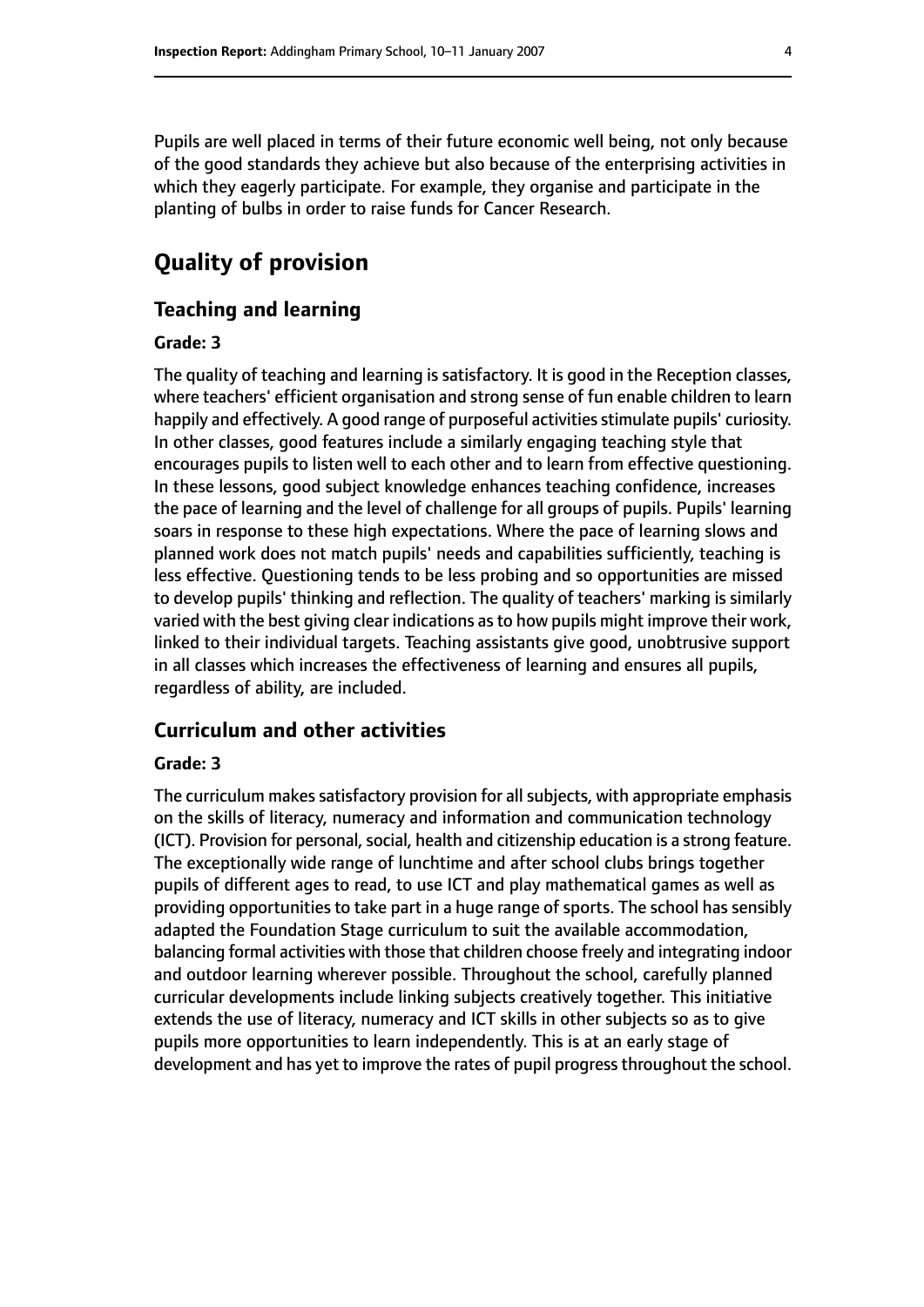Pupils are well placed in terms of their future economic well being, not only because of the good standards they achieve but also because of the enterprising activities in which they eagerly participate. For example, they organise and participate in the planting of bulbs in order to raise funds for Cancer Research.

# Quality of provision

## Teaching and learning

### Grade: 3

The quality of teaching and learning is satisfactory. It is good in the Reception classes, where teachers' efficient organisation and strong sense of fun enable children to learn happily and effectively. A good range of purposeful activities stimulate pupils' curiosity. In other classes, good features include a similarly engaging teaching style that encourages pupils to listen well to each other and to learn from effective questioning. In these lessons, good subject knowledge enhances teaching confidence, increases the pace of learning and the level of challenge for all groups of pupils. Pupils' learning soars in response to these high expectations. Where the pace of learning slows and planned work does not match pupils' needs and capabilities sufficiently, teaching is less effective. Questioning tends to be less probing and so opportunities are missed to develop pupils' thinking and reflection. The quality of teachers' marking is similarly varied with the best giving clear indications as to how pupils might improve their work, linked to their individual targets. Teaching assistants give good, unobtrusive support in all classes which increases the effectiveness of learning and ensures all pupils, regardless of ability, are included.

## Curriculum and other activities

### Grade: 3

The curriculum makes satisfactory provision for all subjects, with appropriate emphasis on the skills of literacy, numeracy and information and communication technology (ICT). Provision for personal, social, health and citizenship education is a strong feature. The exceptionally wide range of lunchtime and after school clubs brings together pupils of different ages to read, to use ICT and play mathematical games as well as providing opportunities to take part in a huge range of sports. The school has sensibly adapted the Foundation Stage curriculum to suit the available accommodation, balancing formal activities with those that children choose freely and integrating indoor and outdoor learning wherever possible. Throughout the school, carefully planned curricular developments include linking subjects creatively together. This initiative extends the use of literacy, numeracy and ICT skills in other subjects so as to give pupils more opportunities to learn independently. This is at an early stage of development and has yet to improve the rates of pupil progress throughout the school.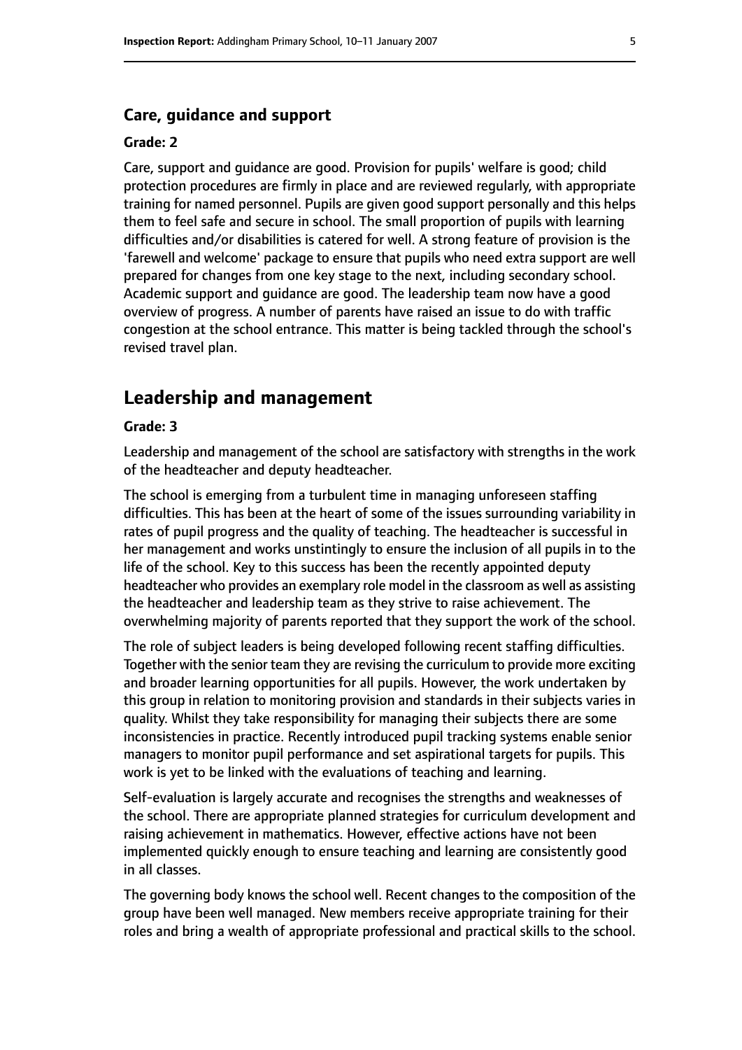### Care, guidance and support

#### Grade: 2

Care, support and guidance are good. Provision for pupils' welfare is good; child protection procedures are firmly in place and are reviewed regularly, with appropriate training for named personnel. Pupils are given good support personally and this helps them to feel safe and secure in school. The small proportion of pupils with learning difficulties and/or disabilities is catered for well. A strong feature of provision is the 'farewell and welcome' package to ensure that pupils who need extra support are well prepared for changes from one key stage to the next, including secondary school. Academic support and guidance are good. The leadership team now have a good overview of progress. A number of parents have raised an issue to do with traffic congestion at the school entrance. This matter is being tackled through the school's revised travel plan.

## Leadership and management

#### Grade: 3

Leadership and management of the school are satisfactory with strengths in the work of the headteacher and deputy headteacher.

The school is emerging from a turbulent time in managing unforeseen staffing difficulties. This has been at the heart of some of the issues surrounding variability in rates of pupil progress and the quality of teaching. The headteacher is successful in her management and works unstintingly to ensure the inclusion of all pupils in to the life of the school. Key to this success has been the recently appointed deputy headteacher who provides an exemplary role model in the classroom as well as assisting the headteacher and leadership team as they strive to raise achievement. The overwhelming majority of parents reported that they support the work of the school.

The role of subject leaders is being developed following recent staffing difficulties. Together with the senior team they are revising the curriculum to provide more exciting and broader learning opportunities for all pupils. However, the work undertaken by this group in relation to monitoring provision and standards in their subjects varies in quality. Whilst they take responsibility for managing their subjects there are some inconsistencies in practice. Recently introduced pupil tracking systems enable senior managers to monitor pupil performance and set aspirational targets for pupils. This work is yet to be linked with the evaluations of teaching and learning.

Self-evaluation is largely accurate and recognises the strengths and weaknesses of the school. There are appropriate planned strategies for curriculum development and raising achievement in mathematics. However, effective actions have not been implemented quickly enough to ensure teaching and learning are consistently good in all classes.

The governing body knows the school well. Recent changes to the composition of the group have been well managed. New members receive appropriate training for their roles and bring a wealth of appropriate professional and practical skills to the school.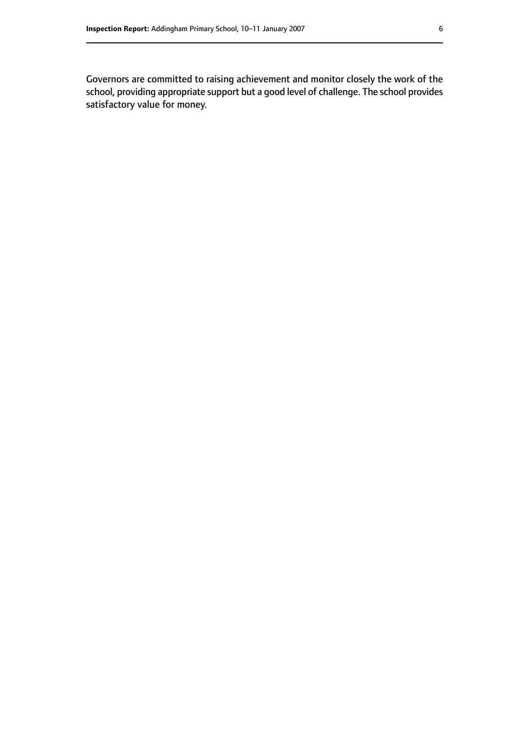Governors are committed to raising achievement and monitor closely the work of the school, providing appropriate support but a good level of challenge. The school provides satisfactory value for money.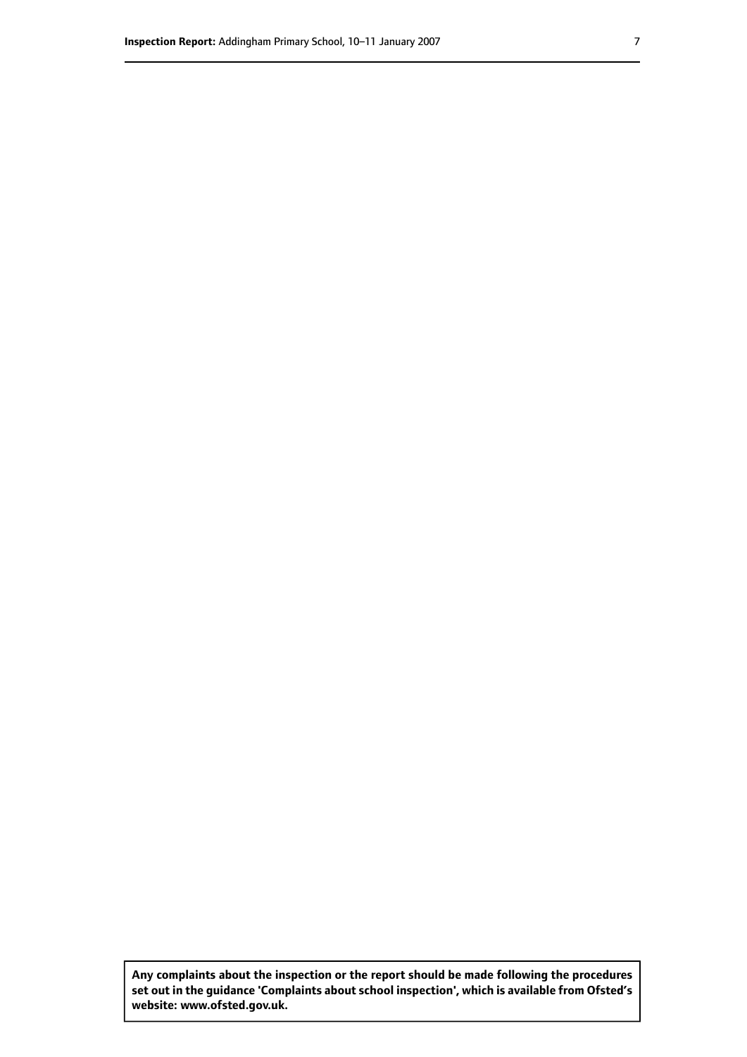**Any complaints about the inspection or the report should be made following the procedures set out in the guidance 'Complaints about school inspection', which is available from Ofsted's website: www.ofsted.gov.uk.**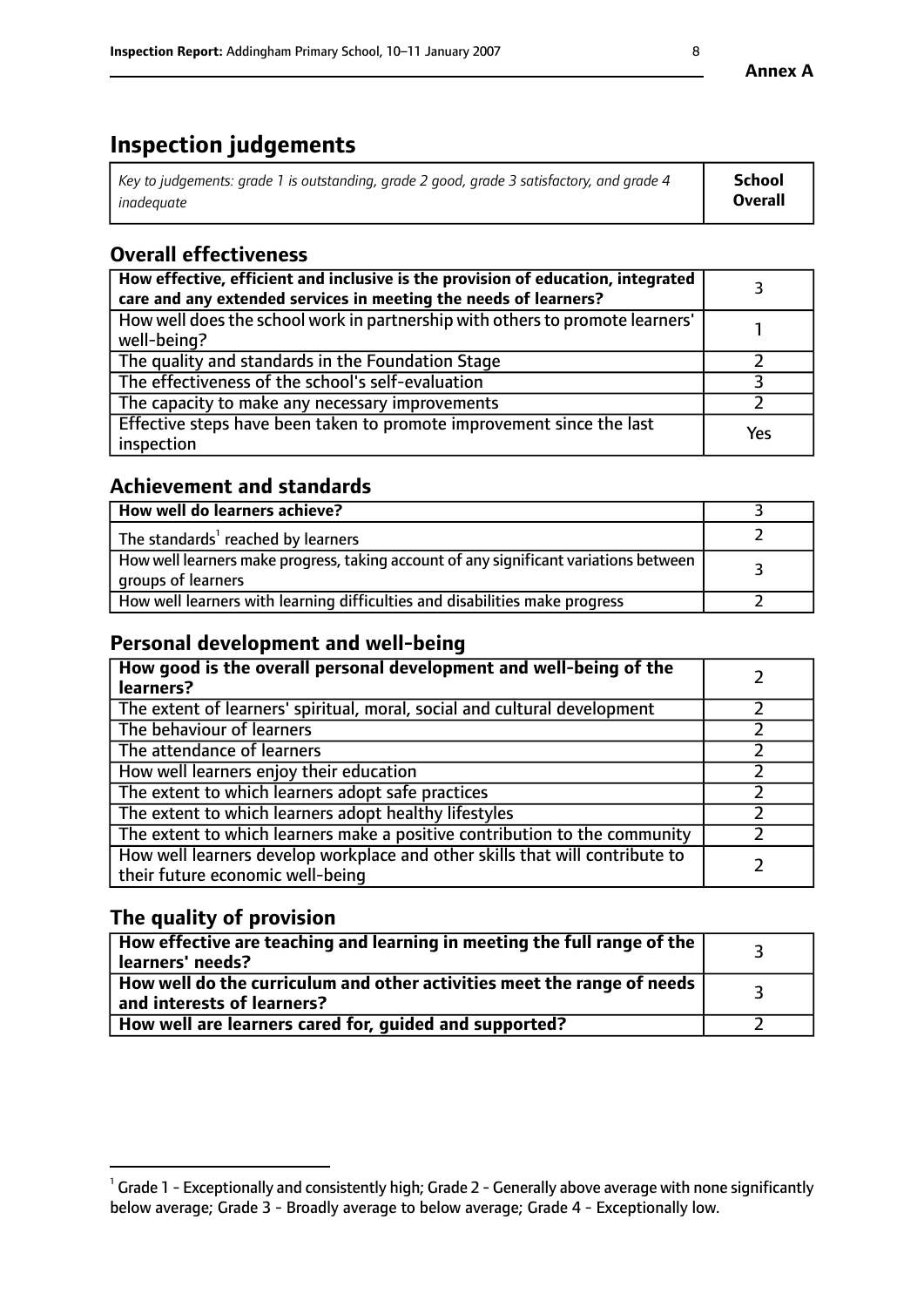**Annex A**

# Inspection judgements

| *Key to judgements: grade 1 is outstanding, grade 2 good, grade 3 satisfactory, and grade 4 inadequate* | **School Overall** |
|---|---|

## Overall effectiveness

| | |
|---|---|
| **How effective, efficient and inclusive is the provision of education, integrated care and any extended services in meeting the needs of learners?** | 3 |
| How well does the school work in partnership with others to promote learners' well-being? | 1 |
| The quality and standards in the Foundation Stage | 2 |
| The effectiveness of the school's self-evaluation | 3 |
| The capacity to make any necessary improvements | 2 |
| Effective steps have been taken to promote improvement since the last inspection | Yes |

## Achievement and standards

| | |
|---|---|
| **How well do learners achieve?** | 3 |
| The standards[1] reached by learners | 2 |
| How well learners make progress, taking account of any significant variations between groups of learners | 3 |
| How well learners with learning difficulties and disabilities make progress | 2 |

## Personal development and well-being

| | |
|---|---|
| **How good is the overall personal development and well-being of the learners?** | 2 |
| The extent of learners' spiritual, moral, social and cultural development | 2 |
| The behaviour of learners | 2 |
| The attendance of learners | 2 |
| How well learners enjoy their education | 2 |
| The extent to which learners adopt safe practices | 2 |
| The extent to which learners adopt healthy lifestyles | 2 |
| The extent to which learners make a positive contribution to the community | 2 |
| How well learners develop workplace and other skills that will contribute to their future economic well-being | 2 |

## The quality of provision

| | |
|---|---|
| **How effective are teaching and learning in meeting the full range of the learners' needs?** | 3 |
| **How well do the curriculum and other activities meet the range of needs and interests of learners?** | 3 |
| **How well are learners cared for, guided and supported?** | 2 |

[1] Grade 1 - Exceptionally and consistently high; Grade 2 - Generally above average with none significantly below average; Grade 3 - Broadly average to below average; Grade 4 - Exceptionally low.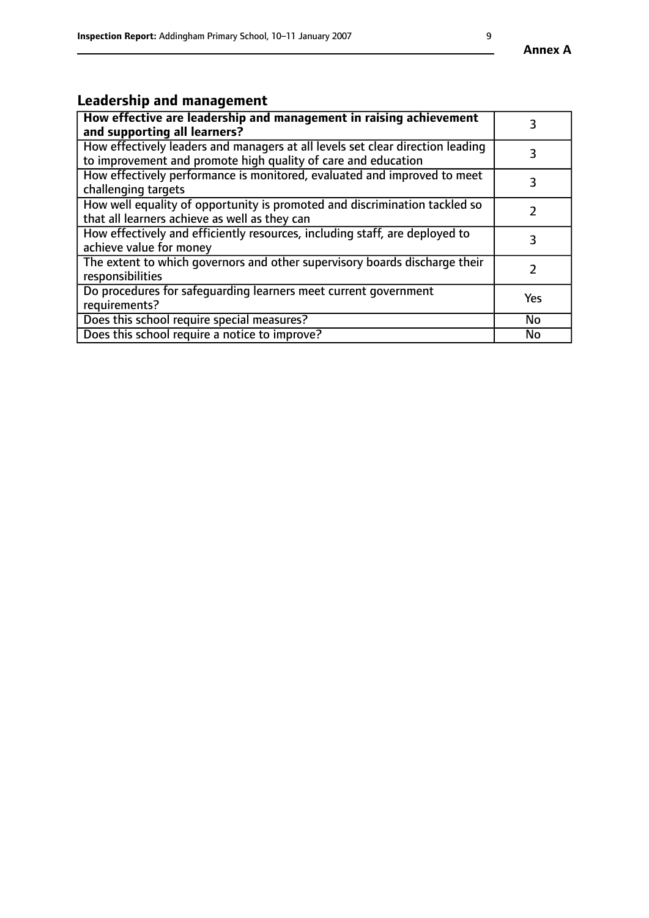## Leadership and management

| How effective are leadership and management in raising achievement and supporting all learners? | 3 |
|---|---|
| How effectively leaders and managers at all levels set clear direction leading to improvement and promote high quality of care and education | 3 |
| How effectively performance is monitored, evaluated and improved to meet challenging targets | 3 |
| How well equality of opportunity is promoted and discrimination tackled so that all learners achieve as well as they can | 2 |
| How effectively and efficiently resources, including staff, are deployed to achieve value for money | 3 |
| The extent to which governors and other supervisory boards discharge their responsibilities | 2 |
| Do procedures for safeguarding learners meet current government requirements? | Yes |
| Does this school require special measures? | No |
| Does this school require a notice to improve? | No |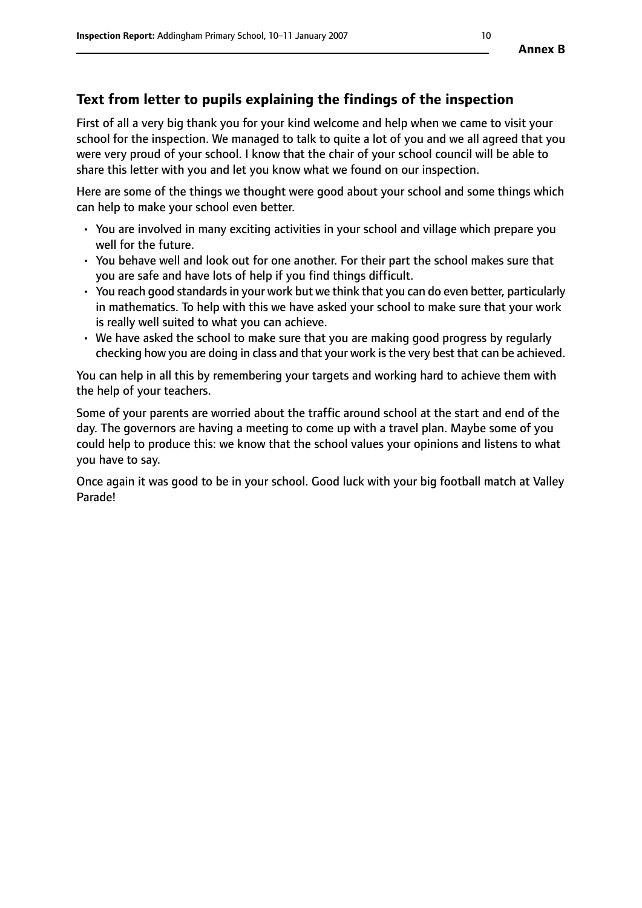**Annex B**

## Text from letter to pupils explaining the findings of the inspection

First of all a very big thank you for your kind welcome and help when we came to visit your school for the inspection. We managed to talk to quite a lot of you and we all agreed that you were very proud of your school. I know that the chair of your school council will be able to share this letter with you and let you know what we found on our inspection.

Here are some of the things we thought were good about your school and some things which can help to make your school even better.

- You are involved in many exciting activities in your school and village which prepare you well for the future.
- You behave well and look out for one another. For their part the school makes sure that you are safe and have lots of help if you find things difficult.
- You reach good standards in your work but we think that you can do even better, particularly in mathematics. To help with this we have asked your school to make sure that your work is really well suited to what you can achieve.
- We have asked the school to make sure that you are making good progress by regularly checking how you are doing in class and that your work is the very best that can be achieved.

You can help in all this by remembering your targets and working hard to achieve them with the help of your teachers.

Some of your parents are worried about the traffic around school at the start and end of the day. The governors are having a meeting to come up with a travel plan. Maybe some of you could help to produce this: we know that the school values your opinions and listens to what you have to say.

Once again it was good to be in your school. Good luck with your big football match at Valley Parade!